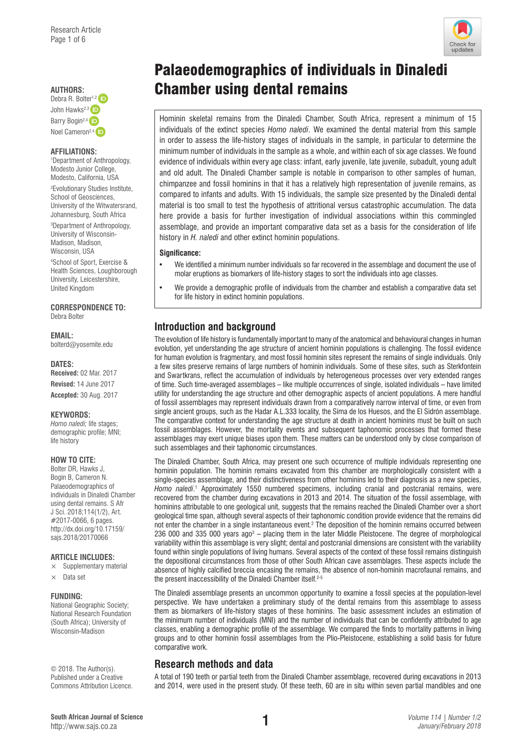# Palaeodemographics of individuals in Dinaledi Chamber using dental remains

**AUTHORS:**
Debra R. Bolter[1,2]
John Hawks[2,3]
Barry Bogin[2,4]
Noel Cameron[2,4]

**AFFILIATIONS:**
[1]Department of Anthropology, Modesto Junior College, Modesto, California, USA
[2]Evolutionary Studies Institute, School of Geosciences, University of the Witwatersrand, Johannesburg, South Africa
[3]Department of Anthropology, University of Wisconsin-Madison, Madison, Wisconsin, USA
[4]School of Sport, Exercise & Health Sciences, Loughborough University, Leicestershire, United Kingdom

**CORRESPONDENCE TO:**
Debra Bolter

**EMAIL:**
bolterd@yosemite.edu

**DATES:**
**Received:** 02 Mar. 2017
**Revised:** 14 June 2017
**Accepted:** 30 Aug. 2017

**KEYWORDS:**
*Homo naledi;* life stages; demographic profile; MNI; life history

**HOW TO CITE:**
Bolter DR, Hawks J, Bogin B, Cameron N. Palaeodemographics of individuals in Dinaledi Chamber using dental remains. S Afr J Sci. 2018;114(1/2), Art. #2017-0066, 6 pages. http://dx.doi.org/10.17159/sajs.2018/20170066

**ARTICLE INCLUDES:**
× Supplementary material
× Data set

**FUNDING:**
National Geographic Society; National Research Foundation (South Africa); University of Wisconsin-Madison

© 2018. The Author(s). Published under a Creative Commons Attribution Licence.

Hominin skeletal remains from the Dinaledi Chamber, South Africa, represent a minimum of 15 individuals of the extinct species *Homo naledi*. We examined the dental material from this sample in order to assess the life-history stages of individuals in the sample, in particular to determine the minimum number of individuals in the sample as a whole, and within each of six age classes. We found evidence of individuals within every age class: infant, early juvenile, late juvenile, subadult, young adult and old adult. The Dinaledi Chamber sample is notable in comparison to other samples of human, chimpanzee and fossil hominins in that it has a relatively high representation of juvenile remains, as compared to infants and adults. With 15 individuals, the sample size presented by the Dinaledi dental material is too small to test the hypothesis of attritional versus catastrophic accumulation. The data here provide a basis for further investigation of individual associations within this commingled assemblage, and provide an important comparative data set as a basis for the consideration of life history in *H. naledi* and other extinct hominin populations.

**Significance:**

- We identified a minimum number individuals so far recovered in the assemblage and document the use of molar eruptions as biomarkers of life-history stages to sort the individuals into age classes.
- We provide a demographic profile of individuals from the chamber and establish a comparative data set for life history in extinct hominin populations.

## Introduction and background

The evolution of life history is fundamentally important to many of the anatomical and behavioural changes in human evolution, yet understanding the age structure of ancient hominin populations is challenging. The fossil evidence for human evolution is fragmentary, and most fossil hominin sites represent the remains of single individuals. Only a few sites preserve remains of large numbers of hominin individuals. Some of these sites, such as Sterkfontein and Swartkrans, reflect the accumulation of individuals by heterogeneous processes over very extended ranges of time. Such time-averaged assemblages – like multiple occurrences of single, isolated individuals – have limited utility for understanding the age structure and other demographic aspects of ancient populations. A mere handful of fossil assemblages may represent individuals drawn from a comparatively narrow interval of time, or even from single ancient groups, such as the Hadar A.L.333 locality, the Sima de los Huesos, and the El Sidrón assemblage. The comparative context for understanding the age structure at death in ancient hominins must be built on such fossil assemblages. However, the mortality events and subsequent taphonomic processes that formed these assemblages may exert unique biases upon them. These matters can be understood only by close comparison of such assemblages and their taphonomic circumstances.

The Dinaledi Chamber, South Africa, may present one such occurrence of multiple individuals representing one hominin population. The hominin remains excavated from this chamber are morphologically consistent with a single-species assemblage, and their distinctiveness from other hominins led to their diagnosis as a new species, *Homo naledi*.[1] Approximately 1550 numbered specimens, including cranial and postcranial remains, were recovered from the chamber during excavations in 2013 and 2014. The situation of the fossil assemblage, with hominins attributable to one geological unit, suggests that the remains reached the Dinaledi Chamber over a short geological time span, although several aspects of their taphonomic condition provide evidence that the remains did not enter the chamber in a single instantaneous event.[2] The deposition of the hominin remains occurred between 236 000 and 335 000 years ago[3] – placing them in the later Middle Pleistocene. The degree of morphological variability within this assemblage is very slight; dental and postcranial dimensions are consistent with the variability found within single populations of living humans. Several aspects of the context of these fossil remains distinguish the depositional circumstances from those of other South African cave assemblages. These aspects include the absence of highly calcified breccia encasing the remains, the absence of non-hominin macrofaunal remains, and the present inaccessibility of the Dinaledi Chamber itself.[2-5]

The Dinaledi assemblage presents an uncommon opportunity to examine a fossil species at the population-level perspective. We have undertaken a preliminary study of the dental remains from this assemblage to assess them as biomarkers of life-history stages of these hominins. The basic assessment includes an estimation of the minimum number of individuals (MNI) and the number of individuals that can be confidently attributed to age classes, enabling a demographic profile of the assemblage. We compared the finds to mortality patterns in living groups and to other hominin fossil assemblages from the Plio-Pleistocene, establishing a solid basis for future comparative work.

## Research methods and data

A total of 190 teeth or partial teeth from the Dinaledi Chamber assemblage, recovered during excavations in 2013 and 2014, were used in the present study. Of these teeth, 60 are in situ within seven partial mandibles and one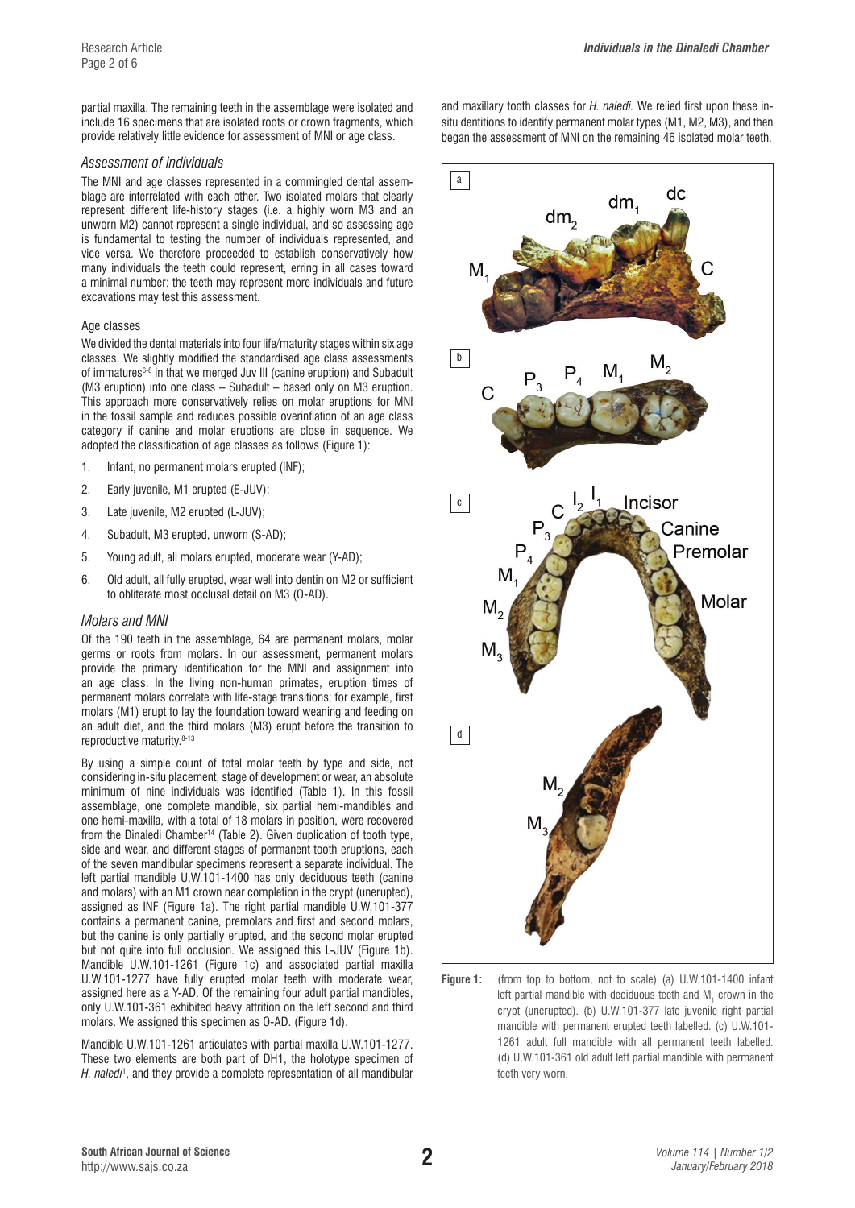partial maxilla. The remaining teeth in the assemblage were isolated and include 16 specimens that are isolated roots or crown fragments, which provide relatively little evidence for assessment of MNI or age class.

### *Assessment of individuals*

The MNI and age classes represented in a commingled dental assemblage are interrelated with each other. Two isolated molars that clearly represent different life-history stages (i.e. a highly worn M3 and an unworn M2) cannot represent a single individual, and so assessing age is fundamental to testing the number of individuals represented, and vice versa. We therefore proceeded to establish conservatively how many individuals the teeth could represent, erring in all cases toward a minimal number; the teeth may represent more individuals and future excavations may test this assessment.

#### Age classes

We divided the dental materials into four life/maturity stages within six age classes. We slightly modified the standardised age class assessments of immatures[6-8] in that we merged Juv III (canine eruption) and Subadult (M3 eruption) into one class – Subadult – based only on M3 eruption. This approach more conservatively relies on molar eruptions for MNI in the fossil sample and reduces possible overinflation of an age class category if canine and molar eruptions are close in sequence. We adopted the classification of age classes as follows (Figure 1):

1. Infant, no permanent molars erupted (INF);
2. Early juvenile, M1 erupted (E-JUV);
3. Late juvenile, M2 erupted (L-JUV);
4. Subadult, M3 erupted, unworn (S-AD);
5. Young adult, all molars erupted, moderate wear (Y-AD);
6. Old adult, all fully erupted, wear well into dentin on M2 or sufficient to obliterate most occlusal detail on M3 (O-AD).

### *Molars and MNI*

Of the 190 teeth in the assemblage, 64 are permanent molars, molar germs or roots from molars. In our assessment, permanent molars provide the primary identification for the MNI and assignment into an age class. In the living non-human primates, eruption times of permanent molars correlate with life-stage transitions; for example, first molars (M1) erupt to lay the foundation toward weaning and feeding on an adult diet, and the third molars (M3) erupt before the transition to reproductive maturity.[8-13]

By using a simple count of total molar teeth by type and side, not considering in-situ placement, stage of development or wear, an absolute minimum of nine individuals was identified (Table 1). In this fossil assemblage, one complete mandible, six partial hemi-mandibles and one hemi-maxilla, with a total of 18 molars in position, were recovered from the Dinaledi Chamber[14] (Table 2). Given duplication of tooth type, side and wear, and different stages of permanent tooth eruptions, each of the seven mandibular specimens represent a separate individual. The left partial mandible U.W.101-1400 has only deciduous teeth (canine and molars) with an M1 crown near completion in the crypt (unerupted), assigned as INF (Figure 1a). The right partial mandible U.W.101-377 contains a permanent canine, premolars and first and second molars, but the canine is only partially erupted, and the second molar erupted but not quite into full occlusion. We assigned this L-JUV (Figure 1b). Mandible U.W.101-1261 (Figure 1c) and associated partial maxilla U.W.101-1277 have fully erupted molar teeth with moderate wear, assigned here as a Y-AD. Of the remaining four adult partial mandibles, only U.W.101-361 exhibited heavy attrition on the left second and third molars. We assigned this specimen as O-AD. (Figure 1d).

Mandible U.W.101-1261 articulates with partial maxilla U.W.101-1277. These two elements are both part of DH1, the holotype specimen of *H. naledi*[1], and they provide a complete representation of all mandibular and maxillary tooth classes for *H. naledi*. We relied first upon these in-situ dentitions to identify permanent molar types (M1, M2, M3), and then began the assessment of MNI on the remaining 46 isolated molar teeth.

**Figure 1:** (from top to bottom, not to scale) (a) U.W.101-1400 infant left partial mandible with deciduous teeth and $M_1$ crown in the crypt (unerupted). (b) U.W.101-377 late juvenile right partial mandible with permanent erupted teeth labelled. (c) U.W.101-1261 adult full mandible with all permanent teeth labelled. (d) U.W.101-361 old adult left partial mandible with permanent teeth very worn.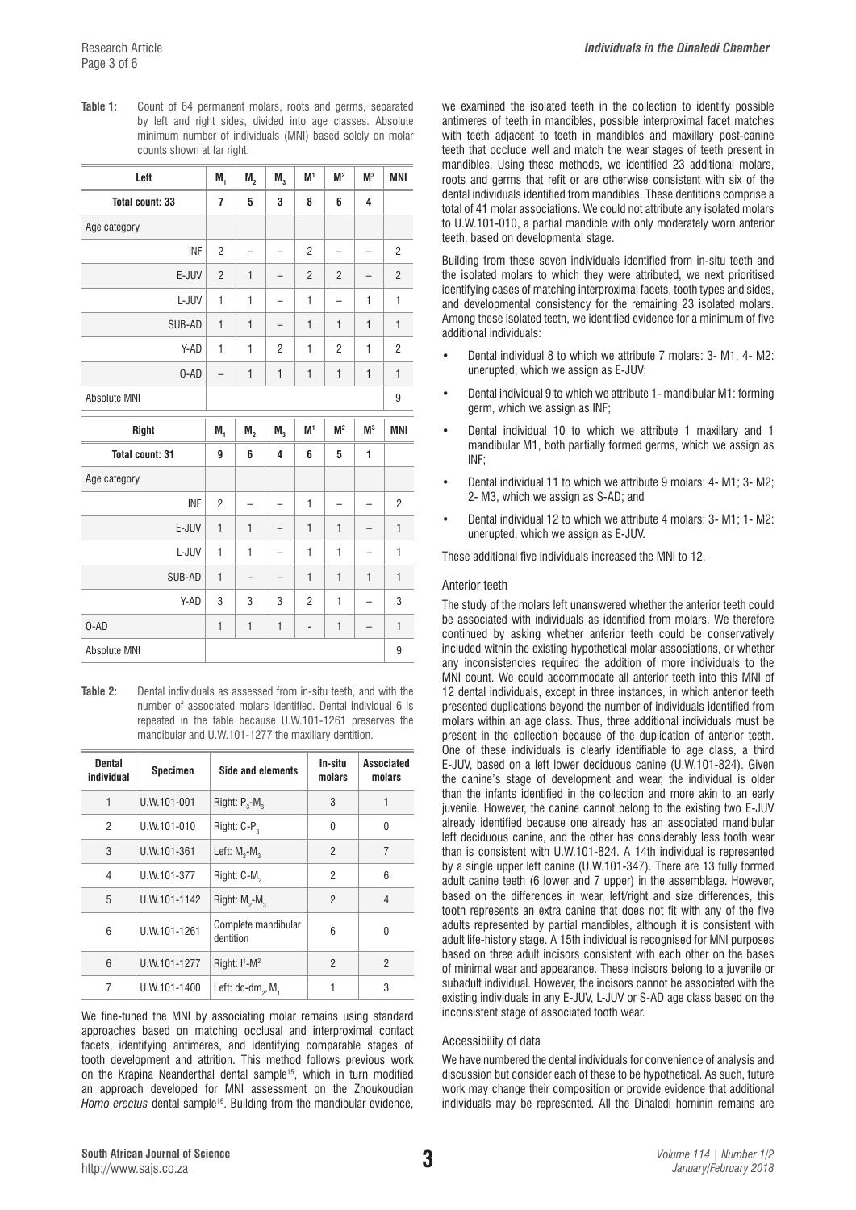**Table 1:** Count of 64 permanent molars, roots and germs, separated by left and right sides, divided into age classes. Absolute minimum number of individuals (MNI) based solely on molar counts shown at far right.

| Left | $M_1$ | $M_2$ | $M_3$ | $M^1$ | $M^2$ | $M^3$ | MNI |
|---|---|---|---|---|---|---|---|
| **Total count: 33** | **7** | **5** | **3** | **8** | **6** | **4** | |
| Age category | | | | | | | |
| INF | 2 | – | – | 2 | – | – | 2 |
| E-JUV | 2 | 1 | – | 2 | 2 | – | 2 |
| L-JUV | 1 | 1 | – | 1 | – | 1 | 1 |
| SUB-AD | 1 | 1 | – | 1 | 1 | 1 | 1 |
| Y-AD | 1 | 1 | 2 | 1 | 2 | 1 | 2 |
| O-AD | – | 1 | 1 | 1 | 1 | 1 | 1 |
| Absolute MNI | | | | | | | 9 |

| Right | $M_1$ | $M_2$ | $M_3$ | $M^1$ | $M^2$ | $M^3$ | MNI |
|---|---|---|---|---|---|---|---|
| **Total count: 31** | **9** | **6** | **4** | **6** | **5** | **1** | |
| Age category | | | | | | | |
| INF | 2 | – | – | 1 | – | – | 2 |
| E-JUV | 1 | 1 | – | 1 | 1 | – | 1 |
| L-JUV | 1 | 1 | – | 1 | 1 | – | 1 |
| SUB-AD | 1 | – | – | 1 | 1 | 1 | 1 |
| Y-AD | 3 | 3 | 3 | 2 | 1 | – | 3 |
| O-AD | 1 | 1 | 1 | - | 1 | – | 1 |
| Absolute MNI | | | | | | | 9 |

**Table 2:** Dental individuals as assessed from in-situ teeth, and with the number of associated molars identified. Dental individual 6 is repeated in the table because U.W.101-1261 preserves the mandibular and U.W.101-1277 the maxillary dentition.

| Dental individual | Specimen | Side and elements | In-situ molars | Associated molars |
|---|---|---|---|---|
| 1 | U.W.101-001 | Right: $P_3$-$M_3$ | 3 | 1 |
| 2 | U.W.101-010 | Right: C-$P_3$ | 0 | 0 |
| 3 | U.W.101-361 | Left: $M_2$-$M_3$ | 2 | 7 |
| 4 | U.W.101-377 | Right: C-$M_2$ | 2 | 6 |
| 5 | U.W.101-1142 | Right: $M_2$-$M_3$ | 2 | 4 |
| 6 | U.W.101-1261 | Complete mandibular dentition | 6 | 0 |
| 6 | U.W.101-1277 | Right: $I^1$-$M^2$ | 2 | 2 |
| 7 | U.W.101-1400 | Left: dc-$dm_2$, $M_1$ | 1 | 3 |

We fine-tuned the MNI by associating molar remains using standard approaches based on matching occlusal and interproximal contact facets, identifying antimeres, and identifying comparable stages of tooth development and attrition. This method follows previous work on the Krapina Neanderthal dental sample[15], which in turn modified an approach developed for MNI assessment on the Zhoukoudian *Homo erectus* dental sample[16]. Building from the mandibular evidence, we examined the isolated teeth in the collection to identify possible antimeres of teeth in mandibles, possible interproximal facet matches with teeth adjacent to teeth in mandibles and maxillary post-canine teeth that occlude well and match the wear stages of teeth present in mandibles. Using these methods, we identified 23 additional molars, roots and germs that refit or are otherwise consistent with six of the dental individuals identified from mandibles. These dentitions comprise a total of 41 molar associations. We could not attribute any isolated molars to U.W.101-010, a partial mandible with only moderately worn anterior teeth, based on developmental stage.

Building from these seven individuals identified from in-situ teeth and the isolated molars to which they were attributed, we next prioritised identifying cases of matching interproximal facets, tooth types and sides, and developmental consistency for the remaining 23 isolated molars. Among these isolated teeth, we identified evidence for a minimum of five additional individuals:

- Dental individual 8 to which we attribute 7 molars: 3- M1, 4- M2: unerupted, which we assign as E-JUV;
- Dental individual 9 to which we attribute 1- mandibular M1: forming germ, which we assign as INF;
- Dental individual 10 to which we attribute 1 maxillary and 1 mandibular M1, both partially formed germs, which we assign as INF;
- Dental individual 11 to which we attribute 9 molars: 4- M1; 3- M2; 2- M3, which we assign as S-AD; and
- Dental individual 12 to which we attribute 4 molars: 3- M1; 1- M2: unerupted, which we assign as E-JUV.

These additional five individuals increased the MNI to 12.

### Anterior teeth

The study of the molars left unanswered whether the anterior teeth could be associated with individuals as identified from molars. We therefore continued by asking whether anterior teeth could be conservatively included within the existing hypothetical molar associations, or whether any inconsistencies required the addition of more individuals to the MNI count. We could accommodate all anterior teeth into this MNI of 12 dental individuals, except in three instances, in which anterior teeth presented duplications beyond the number of individuals identified from molars within an age class. Thus, three additional individuals must be present in the collection because of the duplication of anterior teeth. One of these individuals is clearly identifiable to age class, a third E-JUV, based on a left lower deciduous canine (U.W.101-824). Given the canine's stage of development and wear, the individual is older than the infants identified in the collection and more akin to an early juvenile. However, the canine cannot belong to the existing two E-JUV already identified because one already has an associated mandibular left deciduous canine, and the other has considerably less tooth wear than is consistent with U.W.101-824. A 14th individual is represented by a single upper left canine (U.W.101-347). There are 13 fully formed adult canine teeth (6 lower and 7 upper) in the assemblage. However, based on the differences in wear, left/right and size differences, this tooth represents an extra canine that does not fit with any of the five adults represented by partial mandibles, although it is consistent with adult life-history stage. A 15th individual is recognised for MNI purposes based on three adult incisors consistent with each other on the bases of minimal wear and appearance. These incisors belong to a juvenile or subadult individual. However, the incisors cannot be associated with the existing individuals in any E-JUV, L-JUV or S-AD age class based on the inconsistent stage of associated tooth wear.

### Accessibility of data

We have numbered the dental individuals for convenience of analysis and discussion but consider each of these to be hypothetical. As such, future work may change their composition or provide evidence that additional individuals may be represented. All the Dinaledi hominin remains are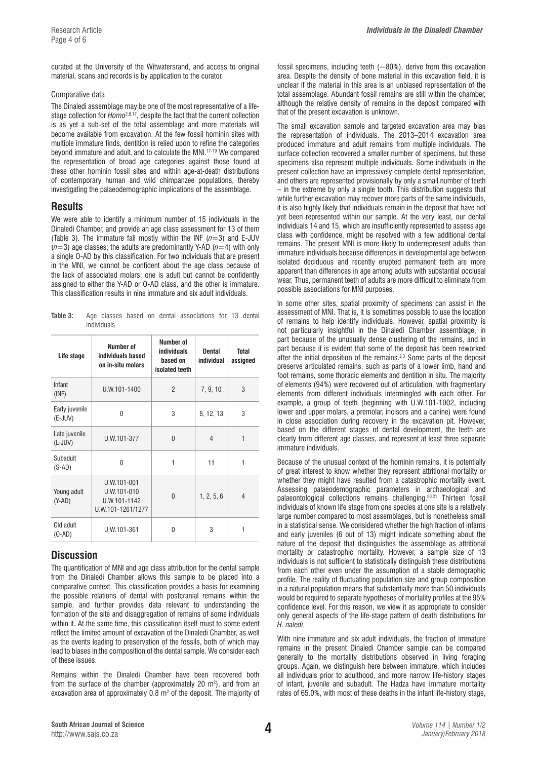curated at the University of the Witwatersrand, and access to original material, scans and records is by application to the curator.

### Comparative data

The Dinaledi assemblage may be one of the most representative of a life-stage collection for *Homo*[2,8,17], despite the fact that the current collection is as yet a sub-set of the total assemblage and more materials will become available from excavation. At the few fossil hominin sites with multiple immature finds, dentition is relied upon to refine the categories beyond immature and adult, and to calculate the MNI.[17-19] We compared the representation of broad age categories against those found at these other hominin fossil sites and within age-at-death distributions of contemporary human and wild chimpanzee populations, thereby investigating the palaeodemographic implications of the assemblage.

## Results

We were able to identify a minimum number of 15 individuals in the Dinaledi Chamber, and provide an age class assessment for 13 of them (Table 3). The immature fall mostly within the INF ($n=3$) and E-JUV ($n=3$) age classes; the adults are predominantly Y-AD ($n=4$) with only a single O-AD by this classification. For two individuals that are present in the MNI, we cannot be confident about the age class because of the lack of associated molars; one is adult but cannot be confidently assigned to either the Y-AD or O-AD class, and the other is immature. This classification results in nine immature and six adult individuals.

**Table 3:** Age classes based on dental associations for 13 dental individuals

| Life stage | Number of individuals based on in-situ molars | Number of individuals based on isolated teeth | Dental individual | Total assigned |
|---|---|---|---|---|
| Infant (INF) | U.W.101-1400 | 2 | 7, 9, 10 | 3 |
| Early juvenile (E-JUV) | 0 | 3 | 8, 12, 13 | 3 |
| Late juvenile (L-JUV) | U.W.101-377 | 0 | 4 | 1 |
| Subadult (S-AD) | 0 | 1 | 11 | 1 |
| Young adult (Y-AD) | U.W.101-001<br>U.W.101-010<br>U.W.101-1142<br>U.W.101-1261/1277 | 0 | 1, 2, 5, 6 | 4 |
| Old adult (O-AD) | U.W.101-361 | 0 | 3 | 1 |

## Discussion

The quantification of MNI and age class attribution for the dental sample from the Dinaledi Chamber allows this sample to be placed into a comparative context. This classification provides a basis for examining the possible relations of dental with postcranial remains within the sample, and further provides data relevant to understanding the formation of the site and disaggregation of remains of some individuals within it. At the same time, this classification itself must to some extent reflect the limited amount of excavation of the Dinaledi Chamber, as well as the events leading to preservation of the fossils, both of which may lead to biases in the composition of the dental sample. We consider each of these issues.

Remains within the Dinaledi Chamber have been recovered both from the surface of the chamber (approximately 20 $m^2$), and from an excavation area of approximately 0.8 $m^2$ of the deposit. The majority of fossil specimens, including teeth (~80%), derive from this excavation area. Despite the density of bone material in this excavation field, it is unclear if the material in this area is an unbiased representation of the total assemblage. Abundant fossil remains are still within the chamber, although the relative density of remains in the deposit compared with that of the present excavation is unknown.

The small excavation sample and targeted excavation area may bias the representation of individuals. The 2013–2014 excavation area produced immature and adult remains from multiple individuals. The surface collection recovered a smaller number of specimens, but these specimens also represent multiple individuals. Some individuals in the present collection have an impressively complete dental representation, and others are represented provisionally by only a small number of teeth – in the extreme by only a single tooth. This distribution suggests that while further excavation may recover more parts of the same individuals, it is also highly likely that individuals remain in the deposit that have not yet been represented within our sample. At the very least, our dental individuals 14 and 15, which are insufficiently represented to assess age class with confidence, might be resolved with a few additional dental remains. The present MNI is more likely to underrepresent adults than immature individuals because differences in developmental age between isolated deciduous and recently erupted permanent teeth are more apparent than differences in age among adults with substantial occlusal wear. Thus, permanent teeth of adults are more difficult to eliminate from possible associations for MNI purposes.

In some other sites, spatial proximity of specimens can assist in the assessment of MNI. That is, it is sometimes possible to use the location of remains to help identify individuals. However, spatial proximity is not particularly insightful in the Dinaledi Chamber assemblage, in part because of the unusually dense clustering of the remains, and in part because it is evident that some of the deposit has been reworked after the initial deposition of the remains.[2,3] Some parts of the deposit preserve articulated remains, such as parts of a lower limb, hand and foot remains, some thoracic elements and dentition in situ. The majority of elements (94%) were recovered out of articulation, with fragmentary elements from different individuals intermingled with each other. For example, a group of teeth (beginning with U.W.101-1002, including lower and upper molars, a premolar, incisors and a canine) were found in close association during recovery in the excavation pit. However, based on the different stages of dental development, the teeth are clearly from different age classes, and represent at least three separate immature individuals.

Because of the unusual context of the hominin remains, it is potentially of great interest to know whether they represent attritional mortality or whether they might have resulted from a catastrophic mortality event. Assessing palaeodemographic parameters in archaeological and palaeontological collections remains challenging.[20,21] Thirteen fossil individuals of known life stage from one species at one site is a relatively large number compared to most assemblages, but is nonetheless small in a statistical sense. We considered whether the high fraction of infants and early juveniles (6 out of 13) might indicate something about the nature of the deposit that distinguishes the assemblage as attritional mortality or catastrophic mortality. However, a sample size of 13 individuals is not sufficient to statistically distinguish these distributions from each other even under the assumption of a stable demographic profile. The reality of fluctuating population size and group composition in a natural population means that substantially more than 50 individuals would be required to separate hypotheses of mortality profiles at the 95% confidence level. For this reason, we view it as appropriate to consider only general aspects of the life-stage pattern of death distributions for *H. naledi*.

With nine immature and six adult individuals, the fraction of immature remains in the present Dinaledi Chamber sample can be compared generally to the mortality distributions observed in living foraging groups. Again, we distinguish here between immature, which includes all individuals prior to adulthood, and more narrow life-history stages of infant, juvenile and subadult. The Hadza have immature mortality rates of 65.0%, with most of these deaths in the infant life-history stage,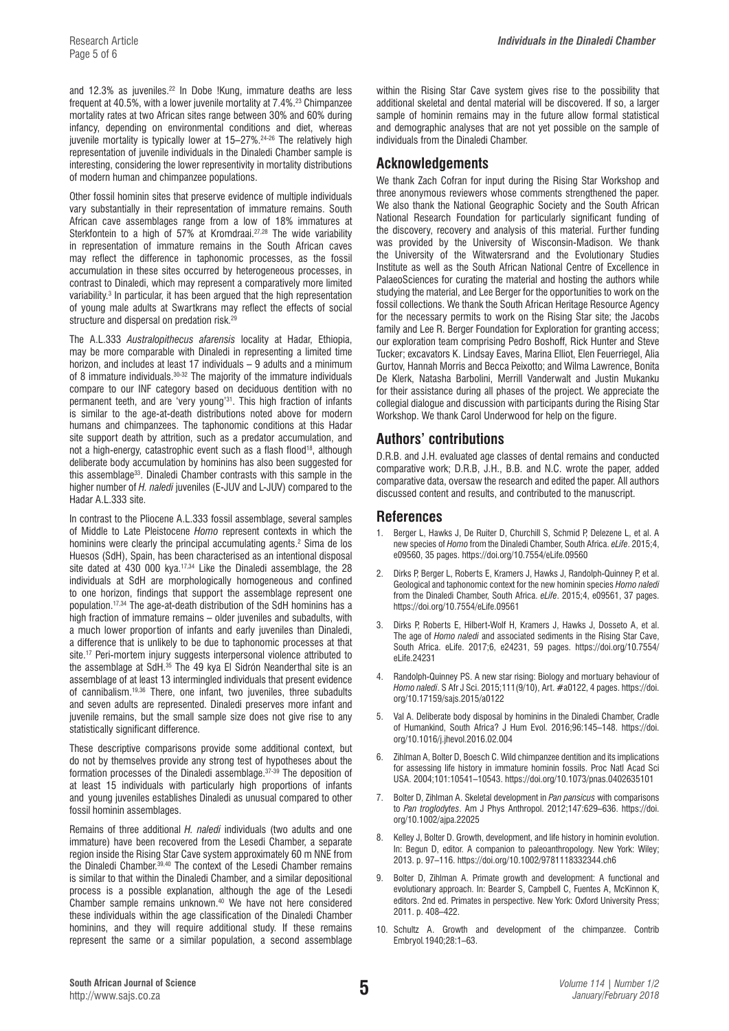and 12.3% as juveniles.[22] In Dobe !Kung, immature deaths are less frequent at 40.5%, with a lower juvenile mortality at 7.4%.[23] Chimpanzee mortality rates at two African sites range between 30% and 60% during infancy, depending on environmental conditions and diet, whereas juvenile mortality is typically lower at 15–27%.[24-26] The relatively high representation of juvenile individuals in the Dinaledi Chamber sample is interesting, considering the lower representivity in mortality distributions of modern human and chimpanzee populations.

Other fossil hominin sites that preserve evidence of multiple individuals vary substantially in their representation of immature remains. South African cave assemblages range from a low of 18% immatures at Sterkfontein to a high of 57% at Kromdraai.[27,28] The wide variability in representation of immature remains in the South African caves may reflect the difference in taphonomic processes, as the fossil accumulation in these sites occurred by heterogeneous processes, in contrast to Dinaledi, which may represent a comparatively more limited variability.[3] In particular, it has been argued that the high representation of young male adults at Swartkrans may reflect the effects of social structure and dispersal on predation risk.[29]

The A.L.333 *Australopithecus afarensis* locality at Hadar, Ethiopia, may be more comparable with Dinaledi in representing a limited time horizon, and includes at least 17 individuals – 9 adults and a minimum of 8 immature individuals.[30-32] The majority of the immature individuals compare to our INF category based on deciduous dentition with no permanent teeth, and are 'very young'[31]. This high fraction of infants is similar to the age-at-death distributions noted above for modern humans and chimpanzees. The taphonomic conditions at this Hadar site support death by attrition, such as a predator accumulation, and not a high-energy, catastrophic event such as a flash flood[18], although deliberate body accumulation by hominins has also been suggested for this assemblage[33]. Dinaledi Chamber contrasts with this sample in the higher number of *H. naledi* juveniles (E-JUV and L-JUV) compared to the Hadar A.L.333 site.

In contrast to the Pliocene A.L.333 fossil assemblage, several samples of Middle to Late Pleistocene *Homo* represent contexts in which the hominins were clearly the principal accumulating agents.[2] Sima de los Huesos (SdH), Spain, has been characterised as an intentional disposal site dated at 430 000 kya.[17,34] Like the Dinaledi assemblage, the 28 individuals at SdH are morphologically homogeneous and confined to one horizon, findings that support the assemblage represent one population.[17,34] The age-at-death distribution of the SdH hominins has a high fraction of immature remains – older juveniles and subadults, with a much lower proportion of infants and early juveniles than Dinaledi, a difference that is unlikely to be due to taphonomic processes at that site.[17] Peri-mortem injury suggests interpersonal violence attributed to the assemblage at SdH.[35] The 49 kya El Sidrón Neanderthal site is an assemblage of at least 13 intermingled individuals that present evidence of cannibalism.[19,36] There, one infant, two juveniles, three subadults and seven adults are represented. Dinaledi preserves more infant and juvenile remains, but the small sample size does not give rise to any statistically significant difference.

These descriptive comparisons provide some additional context, but do not by themselves provide any strong test of hypotheses about the formation processes of the Dinaledi assemblage.[37-39] The deposition of at least 15 individuals with particularly high proportions of infants and young juveniles establishes Dinaledi as unusual compared to other fossil hominin assemblages.

Remains of three additional *H. naledi* individuals (two adults and one immature) have been recovered from the Lesedi Chamber, a separate region inside the Rising Star Cave system approximately 60 m NNE from the Dinaledi Chamber.[39,40] The context of the Lesedi Chamber remains is similar to that within the Dinaledi Chamber, and a similar depositional process is a possible explanation, although the age of the Lesedi Chamber sample remains unknown.[40] We have not here considered these individuals within the age classification of the Dinaledi Chamber hominins, and they will require additional study. If these remains represent the same or a similar population, a second assemblage within the Rising Star Cave system gives rise to the possibility that additional skeletal and dental material will be discovered. If so, a larger sample of hominin remains may in the future allow formal statistical and demographic analyses that are not yet possible on the sample of individuals from the Dinaledi Chamber.

## Acknowledgements

We thank Zach Cofran for input during the Rising Star Workshop and three anonymous reviewers whose comments strengthened the paper. We also thank the National Geographic Society and the South African National Research Foundation for particularly significant funding of the discovery, recovery and analysis of this material. Further funding was provided by the University of Wisconsin-Madison. We thank the University of the Witwatersrand and the Evolutionary Studies Institute as well as the South African National Centre of Excellence in PalaeoSciences for curating the material and hosting the authors while studying the material, and Lee Berger for the opportunities to work on the fossil collections. We thank the South African Heritage Resource Agency for the necessary permits to work on the Rising Star site; the Jacobs family and Lee R. Berger Foundation for Exploration for granting access; our exploration team comprising Pedro Boshoff, Rick Hunter and Steve Tucker; excavators K. Lindsay Eaves, Marina Elliot, Elen Feuerriegel, Alia Gurtov, Hannah Morris and Becca Peixotto; and Wilma Lawrence, Bonita De Klerk, Natasha Barbolini, Merrill Vanderwalt and Justin Mukanku for their assistance during all phases of the project. We appreciate the collegial dialogue and discussion with participants during the Rising Star Workshop. We thank Carol Underwood for help on the figure.

## Authors' contributions

D.R.B. and J.H. evaluated age classes of dental remains and conducted comparative work; D.R.B, J.H., B.B. and N.C. wrote the paper, added comparative data, oversaw the research and edited the paper. All authors discussed content and results, and contributed to the manuscript.

## References

1. Berger L, Hawks J, De Ruiter D, Churchill S, Schmid P, Delezene L, et al. A new species of *Homo* from the Dinaledi Chamber, South Africa. *eLife*. 2015;4, e09560, 35 pages. https://doi.org/10.7554/eLife.09560
2. Dirks P, Berger L, Roberts E, Kramers J, Hawks J, Randolph-Quinney P, et al. Geological and taphonomic context for the new hominin species *Homo naledi* from the Dinaledi Chamber, South Africa. *eLife*. 2015;4, e09561, 37 pages. https://doi.org/10.7554/eLife.09561
3. Dirks P, Roberts E, Hilbert-Wolf H, Kramers J, Hawks J, Dosseto A, et al. The age of *Homo naledi* and associated sediments in the Rising Star Cave, South Africa. eLife. 2017;6, e24231, 59 pages. https://doi.org/10.7554/eLife.24231
4. Randolph-Quinney PS. A new star rising: Biology and mortuary behaviour of *Homo naledi*. S Afr J Sci. 2015;111(9/10), Art. #a0122, 4 pages. https://doi.org/10.17159/sajs.2015/a0122
5. Val A. Deliberate body disposal by hominins in the Dinaledi Chamber, Cradle of Humankind, South Africa? J Hum Evol. 2016;96:145–148. https://doi.org/10.1016/j.jhevol.2016.02.004
6. Zihlman A, Bolter D, Boesch C. Wild chimpanzee dentition and its implications for assessing life history in immature hominin fossils. Proc Natl Acad Sci USA. 2004;101:10541–10543. https://doi.org/10.1073/pnas.0402635101
7. Bolter D, Zihlman A. Skeletal development in *Pan pansicus* with comparisons to *Pan troglodytes*. Am J Phys Anthropol. 2012;147:629–636. https://doi.org/10.1002/ajpa.22025
8. Kelley J, Bolter D. Growth, development, and life history in hominin evolution. In: Begun D, editor. A companion to paleoanthropology. New York: Wiley; 2013. p. 97–116. https://doi.org/10.1002/9781118332344.ch6
9. Bolter D, Zihlman A. Primate growth and development: A functional and evolutionary approach. In: Bearder S, Campbell C, Fuentes A, McKinnon K, editors. 2nd ed. Primates in perspective. New York: Oxford University Press; 2011. p. 408–422.
10. Schultz A. Growth and development of the chimpanzee. Contrib Embryol.1940;28:1–63.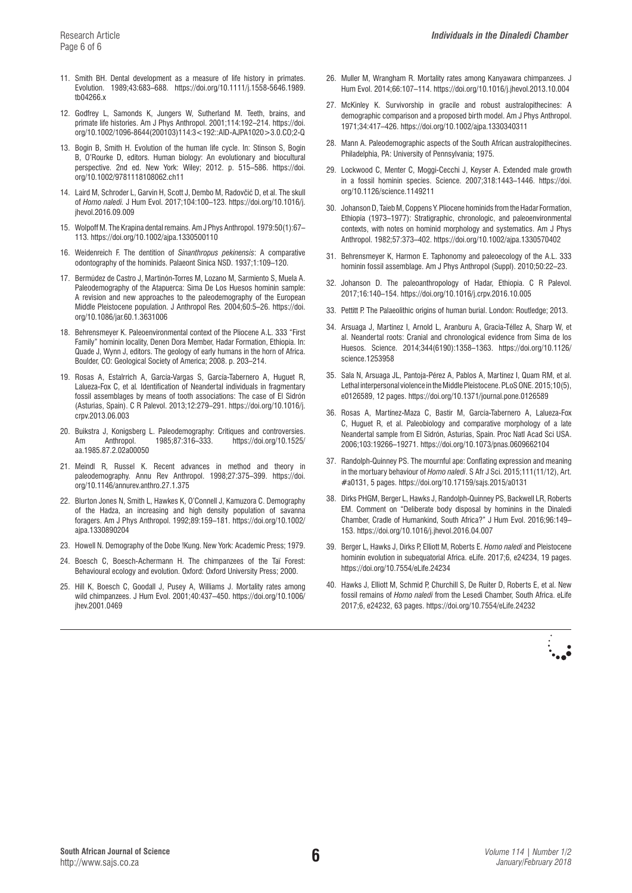11. Smith BH. Dental development as a measure of life history in primates. Evolution. 1989;43:683–688. https://doi.org/10.1111/j.1558-5646.1989.tb04266.x

12. Godfrey L, Samonds K, Jungers W, Sutherland M. Teeth, brains, and primate life histories. Am J Phys Anthropol. 2001;114:192–214. https://doi.org/10.1002/1096-8644(200103)114:3<192::AID-AJPA1020>3.0.CO;2-Q

13. Bogin B, Smith H. Evolution of the human life cycle. In: Stinson S, Bogin B, O'Rourke D, editors. Human biology: An evolutionary and biocultural perspective. 2nd ed. New York: Wiley; 2012. p. 515–586. https://doi.org/10.1002/9781118108062.ch11

14. Laird M, Schroder L, Garvin H, Scott J, Dembo M, Radovčić D, et al. The skull of *Homo naledi*. J Hum Evol. 2017;104:100–123. https://doi.org/10.1016/j.jhevol.2016.09.009

15. Wolpoff M. The Krapina dental remains. Am J Phys Anthropol. 1979:50(1):67–113. https://doi.org/10.1002/ajpa.1330500110

16. Weidenreich F. The dentition of *Sinanthropus pekinensis*: A comparative odontography of the hominids. Palaeont Sinica NSD. 1937;1:109–120.

17. Bermúdez de Castro J, Martinón-Torres M, Lozano M, Sarmiento S, Muela A. Paleodemography of the Atapuerca: Sima De Los Huesos hominin sample: A revision and new approaches to the paleodemography of the European Middle Pleistocene population. J Anthropol Res. 2004;60:5–26. https://doi.org/10.1086/jar.60.1.3631006

18. Behrensmeyer K. Paleoenvironmental context of the Pliocene A.L. 333 "First Family" hominin locality, Denen Dora Member, Hadar Formation, Ethiopia. In: Quade J, Wynn J, editors. The geology of early humans in the horn of Africa. Boulder, CO: Geological Society of America; 2008. p. 203–214.

19. Rosas A, Estalrrich A, García-Vargas S, García-Tabernero A, Huguet R, Lalueza-Fox C, et al. Identification of Neandertal individuals in fragmentary fossil assemblages by means of tooth associations: The case of El Sidrón (Asturias, Spain). C R Palevol. 2013;12:279–291. https://doi.org/10.1016/j.crpv.2013.06.003

20. Buikstra J, Konigsberg L. Paleodemography: Critiques and controversies. Am Anthropol. 1985;87:316–333. https://doi.org/10.1525/aa.1985.87.2.02a00050

21. Meindl R, Russel K. Recent advances in method and theory in paleodemography. Annu Rev Anthropol. 1998;27:375–399. https://doi.org/10.1146/annurev.anthro.27.1.375

22. Blurton Jones N, Smith L, Hawkes K, O'Connell J, Kamuzora C. Demography of the Hadza, an increasing and high density population of savanna foragers. Am J Phys Anthropol. 1992;89:159–181. https://doi.org/10.1002/ajpa.1330890204

23. Howell N. Demography of the Dobe !Kung. New York: Academic Press; 1979.

24. Boesch C, Boesch-Achermann H. The chimpanzees of the Taï Forest: Behavioural ecology and evolution. Oxford: Oxford University Press; 2000.

25. Hill K, Boesch C, Goodall J, Pusey A, Williams J. Mortality rates among wild chimpanzees. J Hum Evol. 2001;40:437–450. https://doi.org/10.1006/jhev.2001.0469

26. Muller M, Wrangham R. Mortality rates among Kanyawara chimpanzees. J Hum Evol. 2014;66:107–114. https://doi.org/10.1016/j.jhevol.2013.10.004

27. McKinley K. Survivorship in gracile and robust australopithecines: A demographic comparison and a proposed birth model. Am J Phys Anthropol. 1971;34:417–426. https://doi.org/10.1002/ajpa.1330340311

28. Mann A. Paleodemographic aspects of the South African australopithecines. Philadelphia, PA: University of Pennsylvania; 1975.

29. Lockwood C, Menter C, Moggi-Cecchi J, Keyser A. Extended male growth in a fossil hominin species. Science. 2007;318:1443–1446. https://doi.org/10.1126/science.1149211

30. Johanson D, Taieb M, Coppens Y. Pliocene hominids from the Hadar Formation, Ethiopia (1973–1977): Stratigraphic, chronologic, and paleoenvironmental contexts, with notes on hominid morphology and systematics. Am J Phys Anthropol. 1982;57:373–402. https://doi.org/10.1002/ajpa.1330570402

31. Behrensmeyer K, Harmon E. Taphonomy and paleoecology of the A.L. 333 hominin fossil assemblage. Am J Phys Anthropol (Suppl). 2010;50:22–23.

32. Johanson D. The paleoanthropology of Hadar, Ethiopia. C R Palevol. 2017;16:140–154. https://doi.org/10.1016/j.crpv.2016.10.005

33. Pettitt P. The Palaeolithic origins of human burial. London: Routledge; 2013.

34. Arsuaga J, Martínez I, Arnold L, Aranburu A, Gracia-Téllez A, Sharp W, et al. Neandertal roots: Cranial and chronological evidence from Sima de los Huesos. Science. 2014;344(6190):1358–1363. https://doi.org/10.1126/science.1253958

35. Sala N, Arsuaga JL, Pantoja-Pérez A, Pablos A, Martínez I, Quam RM, et al. Lethal interpersonal violence in the Middle Pleistocene. PLoS ONE. 2015;10(5), e0126589, 12 pages. https://doi.org/10.1371/journal.pone.0126589

36. Rosas A, Martínez-Maza C, Bastir M, García-Tabernero A, Lalueza-Fox C, Huguet R, et al. Paleobiology and comparative morphology of a late Neandertal sample from El Sidrón, Asturias, Spain. Proc Natl Acad Sci USA. 2006;103:19266–19271. https://doi.org/10.1073/pnas.0609662104

37. Randolph-Quinney PS. The mournful ape: Conflating expression and meaning in the mortuary behaviour of *Homo naledi*. S Afr J Sci. 2015;111(11/12), Art. #a0131, 5 pages. https://doi.org/10.17159/sajs.2015/a0131

38. Dirks PHGM, Berger L, Hawks J, Randolph-Quinney PS, Backwell LR, Roberts EM. Comment on "Deliberate body disposal by hominins in the Dinaledi Chamber, Cradle of Humankind, South Africa?" J Hum Evol. 2016;96:149–153. https://doi.org/10.1016/j.jhevol.2016.04.007

39. Berger L, Hawks J, Dirks P, Elliott M, Roberts E. *Homo naledi* and Pleistocene hominin evolution in subequatorial Africa. eLife. 2017;6, e24234, 19 pages. https://doi.org/10.7554/eLife.24234

40. Hawks J, Elliott M, Schmid P, Churchill S, De Ruiter D, Roberts E, et al. New fossil remains of *Homo naledi* from the Lesedi Chamber, South Africa. eLife 2017;6, e24232, 63 pages. https://doi.org/10.7554/eLife.24232